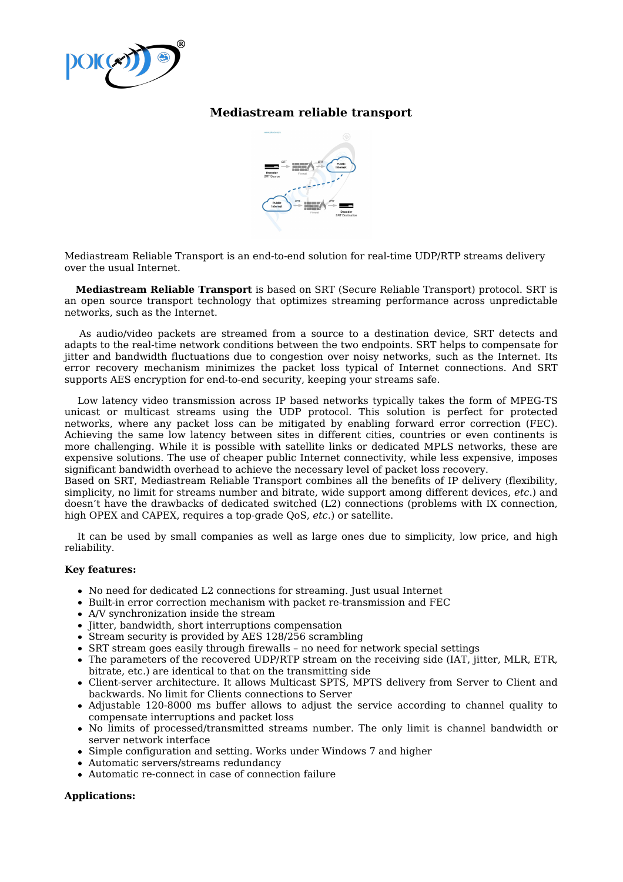# Mediastream reliable transport

Mediastream Reliable Transport is an end-to-end solution for real-time UDP/RTP streams delivery over the usual Internet.

**Mediastream Reliable Transport** is based on SRT (Secure Reliable Transport) protocol. SRT is an open source transport technology that optimizes streaming performance across unpredictable networks, such as the Internet.

As audio/video packets are streamed from a source to a destination device, SRT detects and adapts to the real-time network conditions between the two endpoints. SRT helps to compensate for jitter and bandwidth fluctuations due to congestion over noisy networks, such as the Internet. Its error recovery mechanism minimizes the packet loss typical of Internet connections. And SRT supports AES encryption for end-to-end security, keeping your streams safe.

Low latency video transmission across IP based networks typically takes the form of MPEG-TS unicast or multicast streams using the UDP protocol. This solution is perfect for protected networks, where any packet loss can be mitigated by enabling forward error correction (FEC). Achieving the same low latency between sites in different cities, countries or even continents is more challenging. While it is possible with satellite links or dedicated MPLS networks, these are expensive solutions. The use of cheaper public Internet connectivity, while less expensive, imposes significant bandwidth overhead to achieve the necessary level of packet loss recovery.
Based on SRT, Mediastream Reliable Transport combines all the benefits of IP delivery (flexibility, simplicity, no limit for streams number and bitrate, wide support among different devices, *etc.*) and doesn't have the drawbacks of dedicated switched (L2) connections (problems with IX connection, high OPEX and CAPEX, requires a top-grade QoS, *etc.*) or satellite.

It can be used by small companies as well as large ones due to simplicity, low price, and high reliability.

**Key features:**

- No need for dedicated L2 connections for streaming. Just usual Internet
- Built-in error correction mechanism with packet re-transmission and FEC
- A/V synchronization inside the stream
- Jitter, bandwidth, short interruptions compensation
- Stream security is provided by AES 128/256 scrambling
- SRT stream goes easily through firewalls – no need for network special settings
- The parameters of the recovered UDP/RTP stream on the receiving side (IAT, jitter, MLR, ETR, bitrate, etc.) are identical to that on the transmitting side
- Client-server architecture. It allows Multicast SPTS, MPTS delivery from Server to Client and backwards. No limit for Clients connections to Server
- Adjustable 120-8000 ms buffer allows to adjust the service according to channel quality to compensate interruptions and packet loss
- No limits of processed/transmitted streams number. The only limit is channel bandwidth or server network interface
- Simple configuration and setting. Works under Windows 7 and higher
- Automatic servers/streams redundancy
- Automatic re-connect in case of connection failure

**Applications:**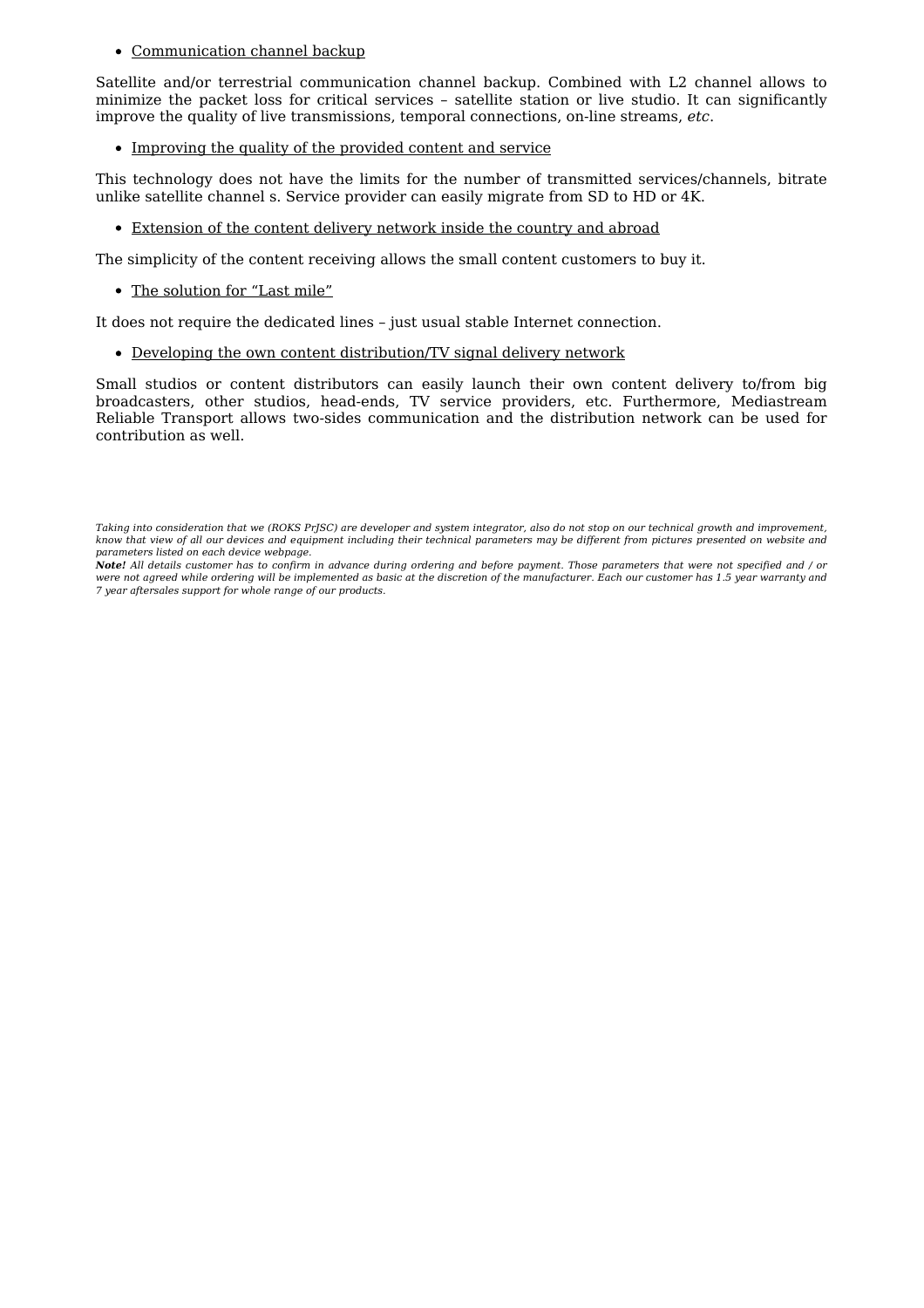- <u>Communication channel backup</u>

Satellite and/or terrestrial communication channel backup. Combined with L2 channel allows to minimize the packet loss for critical services – satellite station or live studio. It can significantly improve the quality of live transmissions, temporal connections, on-line streams, *etc*.

- <u>Improving the quality of the provided content and service</u>

This technology does not have the limits for the number of transmitted services/channels, bitrate unlike satellite channel s. Service provider can easily migrate from SD to HD or 4K.

- <u>Extension of the content delivery network inside the country and abroad</u>

The simplicity of the content receiving allows the small content customers to buy it.

- <u>The solution for “Last mile”</u>

It does not require the dedicated lines – just usual stable Internet connection.

- <u>Developing the own content distribution/TV signal delivery network</u>

Small studios or content distributors can easily launch their own content delivery to/from big broadcasters, other studios, head-ends, TV service providers, etc. Furthermore, Mediastream Reliable Transport allows two-sides communication and the distribution network can be used for contribution as well.

*Taking into consideration that we (ROKS PrJSC) are developer and system integrator, also do not stop on our technical growth and improvement, know that view of all our devices and equipment including their technical parameters may be different from pictures presented on website and parameters listed on each device webpage.*

***Note!*** *All details customer has to confirm in advance during ordering and before payment. Those parameters that were not specified and / or were not agreed while ordering will be implemented as basic at the discretion of the manufacturer. Each our customer has 1.5 year warranty and 7 year aftersales support for whole range of our products.*